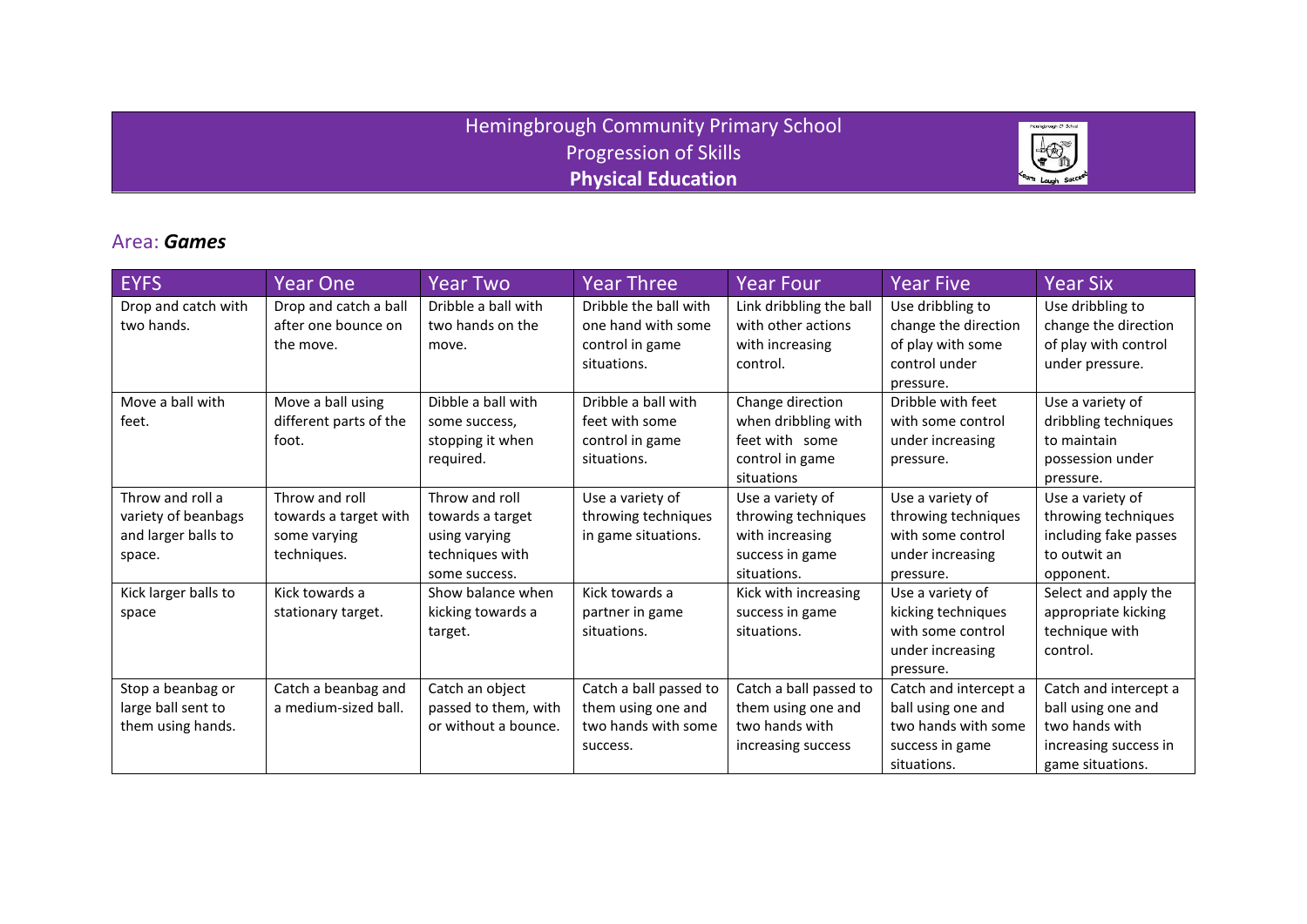# Hemingbrough Community Primary School
## Progression of Skills
## **Physical Education**

### Area: ***Games***

| EYFS | Year One | Year Two | Year Three | Year Four | Year Five | Year Six |
|---|---|---|---|---|---|---|
| Drop and catch with two hands. | Drop and catch a ball after one bounce on the move. | Dribble a ball with two hands on the move. | Dribble the ball with one hand with some control in game situations. | Link dribbling the ball with other actions with increasing control. | Use dribbling to change the direction of play with some control under pressure. | Use dribbling to change the direction of play with control under pressure. |
| Move a ball with feet. | Move a ball using different parts of the foot. | Dibble a ball with some success, stopping it when required. | Dribble a ball with feet with some control in game situations. | Change direction when dribbling with feet with some control in game situations | Dribble with feet with some control under increasing pressure. | Use a variety of dribbling techniques to maintain possession under pressure. |
| Throw and roll a variety of beanbags and larger balls to space. | Throw and roll towards a target with some varying techniques. | Throw and roll towards a target using varying techniques with some success. | Use a variety of throwing techniques in game situations. | Use a variety of throwing techniques with increasing success in game situations. | Use a variety of throwing techniques with some control under increasing pressure. | Use a variety of throwing techniques including fake passes to outwit an opponent. |
| Kick larger balls to space | Kick towards a stationary target. | Show balance when kicking towards a target. | Kick towards a partner in game situations. | Kick with increasing success in game situations. | Use a variety of kicking techniques with some control under increasing pressure. | Select and apply the appropriate kicking technique with control. |
| Stop a beanbag or large ball sent to them using hands. | Catch a beanbag and a medium-sized ball. | Catch an object passed to them, with or without a bounce. | Catch a ball passed to them using one and two hands with some success. | Catch a ball passed to them using one and two hands with increasing success | Catch and intercept a ball using one and two hands with some success in game situations. | Catch and intercept a ball using one and two hands with increasing success in game situations. |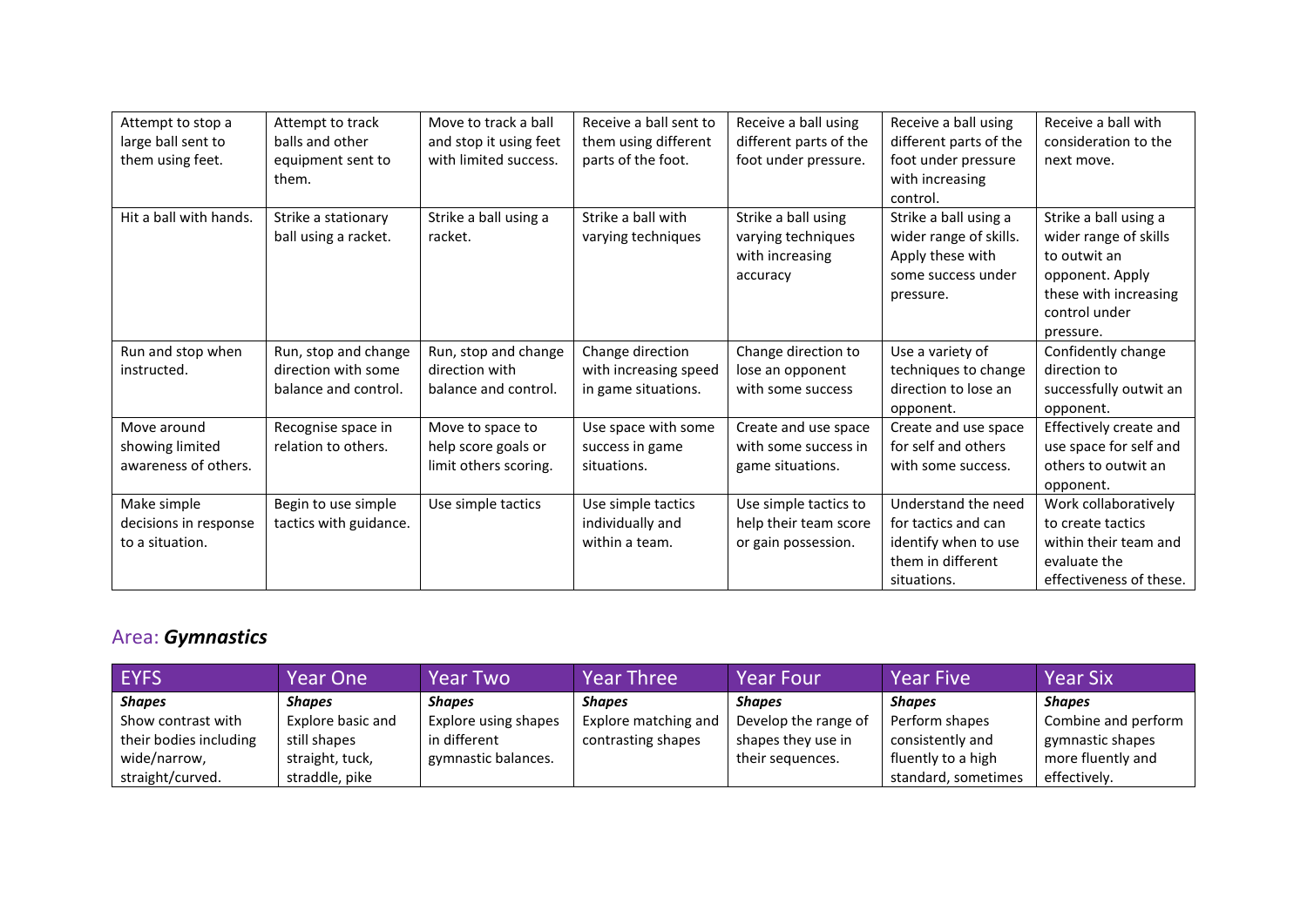| | | | | | | |
|---|---|---|---|---|---|---|
| Attempt to stop a large ball sent to them using feet. | Attempt to track balls and other equipment sent to them. | Move to track a ball and stop it using feet with limited success. | Receive a ball sent to them using different parts of the foot. | Receive a ball using different parts of the foot under pressure. | Receive a ball using different parts of the foot under pressure with increasing control. | Receive a ball with consideration to the next move. |
| Hit a ball with hands. | Strike a stationary ball using a racket. | Strike a ball using a racket. | Strike a ball with varying techniques | Strike a ball using varying techniques with increasing accuracy | Strike a ball using a wider range of skills. Apply these with some success under pressure. | Strike a ball using a wider range of skills to outwit an opponent. Apply these with increasing control under pressure. |
| Run and stop when instructed. | Run, stop and change direction with some balance and control. | Run, stop and change direction with balance and control. | Change direction with increasing speed in game situations. | Change direction to lose an opponent with some success | Use a variety of techniques to change direction to lose an opponent. | Confidently change direction to successfully outwit an opponent. |
| Move around showing limited awareness of others. | Recognise space in relation to others. | Move to space to help score goals or limit others scoring. | Use space with some success in game situations. | Create and use space with some success in game situations. | Create and use space for self and others with some success. | Effectively create and use space for self and others to outwit an opponent. |
| Make simple decisions in response to a situation. | Begin to use simple tactics with guidance. | Use simple tactics | Use simple tactics individually and within a team. | Use simple tactics to help their team score or gain possession. | Understand the need for tactics and can identify when to use them in different situations. | Work collaboratively to create tactics within their team and evaluate the effectiveness of these. |

## Area: ***Gymnastics***

| EYFS | Year One | Year Two | Year Three | Year Four | Year Five | Year Six |
|---|---|---|---|---|---|---|
| ***Shapes*** Show contrast with their bodies including wide/narrow, straight/curved. | ***Shapes*** Explore basic and still shapes straight, tuck, straddle, pike | ***Shapes*** Explore using shapes in different gymnastic balances. | ***Shapes*** Explore matching and contrasting shapes | ***Shapes*** Develop the range of shapes they use in their sequences. | ***Shapes*** Perform shapes consistently and fluently to a high standard, sometimes | ***Shapes*** Combine and perform gymnastic shapes more fluently and effectively. |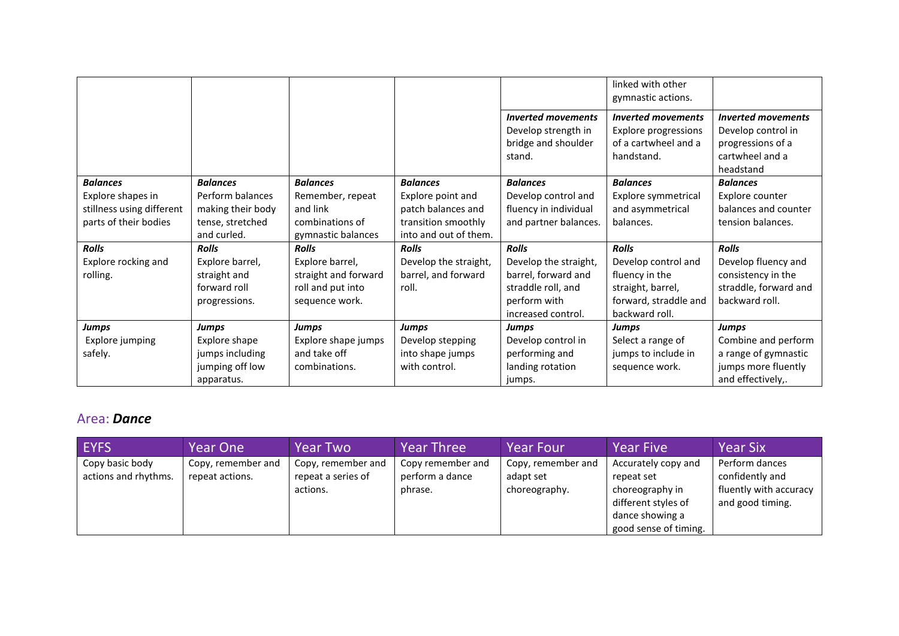|  |  |  |  |  | linked with other gymnastic actions. |  |
|---|---|---|---|---|---|---|
|  |  |  |  | ***Inverted movements*** Develop strength in bridge and shoulder stand. | ***Inverted movements*** Explore progressions of a cartwheel and a handstand. | ***Inverted movements*** Develop control in progressions of a cartwheel and a headstand |
| ***Balances*** Explore shapes in stillness using different parts of their bodies | ***Balances*** Perform balances making their body tense, stretched and curled. | ***Balances*** Remember, repeat and link combinations of gymnastic balances | ***Balances*** Explore point and patch balances and transition smoothly into and out of them. | ***Balances*** Develop control and fluency in individual and partner balances. | ***Balances*** Explore symmetrical and asymmetrical balances. | ***Balances*** Explore counter balances and counter tension balances. |
| ***Rolls*** Explore rocking and rolling. | ***Rolls*** Explore barrel, straight and forward roll progressions. | ***Rolls*** Explore barrel, straight and forward roll and put into sequence work. | ***Rolls*** Develop the straight, barrel, and forward roll. | ***Rolls*** Develop the straight, barrel, forward and straddle roll, and perform with increased control. | ***Rolls*** Develop control and fluency in the straight, barrel, forward, straddle and backward roll. | ***Rolls*** Develop fluency and consistency in the straddle, forward and backward roll. |
| ***Jumps*** Explore jumping safely. | ***Jumps*** Explore shape jumps including jumping off low apparatus. | ***Jumps*** Explore shape jumps and take off combinations. | ***Jumps*** Develop stepping into shape jumps with control. | ***Jumps*** Develop control in performing and landing rotation jumps. | ***Jumps*** Select a range of jumps to include in sequence work. | ***Jumps*** Combine and perform a range of gymnastic jumps more fluently and effectively,. |

## Area: ***Dance***

| EYFS | Year One | Year Two | Year Three | Year Four | Year Five | Year Six |
|---|---|---|---|---|---|---|
| Copy basic body actions and rhythms. | Copy, remember and repeat actions. | Copy, remember and repeat a series of actions. | Copy remember and perform a dance phrase. | Copy, remember and adapt set choreography. | Accurately copy and repeat set choreography in different styles of dance showing a good sense of timing. | Perform dances confidently and fluently with accuracy and good timing. |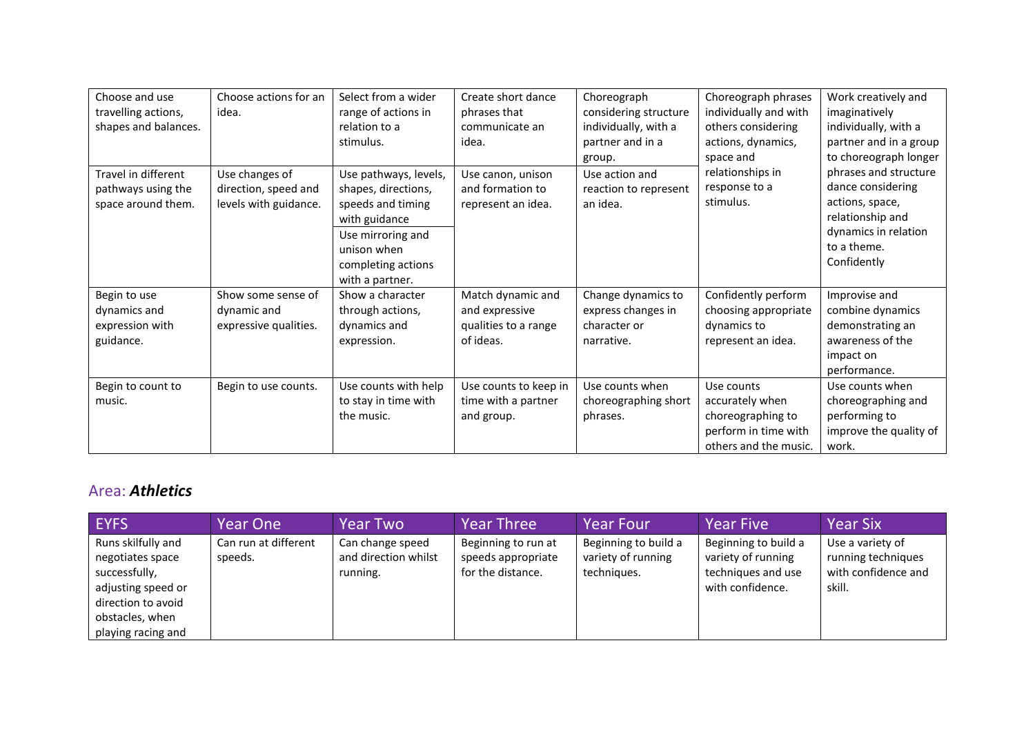| | | | | | | |
|---|---|---|---|---|---|---|
| Choose and use travelling actions, shapes and balances. | Choose actions for an idea. | Select from a wider range of actions in relation to a stimulus. | Create short dance phrases that communicate an idea. | Choreograph considering structure individually, with a partner and in a group. | Choreograph phrases individually and with others considering actions, dynamics, space and relationships in response to a stimulus. | Work creatively and imaginatively individually, with a partner and in a group to choreograph longer phrases and structure dance considering actions, space, relationship and dynamics in relation to a theme. Confidently |
| Travel in different pathways using the space around them. | Use changes of direction, speed and levels with guidance. | Use pathways, levels, shapes, directions, speeds and timing with guidance<br>Use mirroring and unison when completing actions with a partner. | Use canon, unison and formation to represent an idea. | Use action and reaction to represent an idea. | | |
| Begin to use dynamics and expression with guidance. | Show some sense of dynamic and expressive qualities. | Show a character through actions, dynamics and expression. | Match dynamic and and expressive qualities to a range of ideas. | Change dynamics to express changes in character or narrative. | Confidently perform choosing appropriate dynamics to represent an idea. | Improvise and combine dynamics demonstrating an awareness of the impact on performance. |
| Begin to count to music. | Begin to use counts. | Use counts with help to stay in time with the music. | Use counts to keep in time with a partner and group. | Use counts when choreographing short phrases. | Use counts accurately when choreographing to perform in time with others and the music. | Use counts when choreographing and performing to improve the quality of work. |

## Area: ***Athletics***

| EYFS | Year One | Year Two | Year Three | Year Four | Year Five | Year Six |
|---|---|---|---|---|---|---|
| Runs skilfully and negotiates space successfully, adjusting speed or direction to avoid obstacles, when playing racing and | Can run at different speeds. | Can change speed and direction whilst running. | Beginning to run at speeds appropriate for the distance. | Beginning to build a variety of running techniques. | Beginning to build a variety of running techniques and use with confidence. | Use a variety of running techniques with confidence and skill. |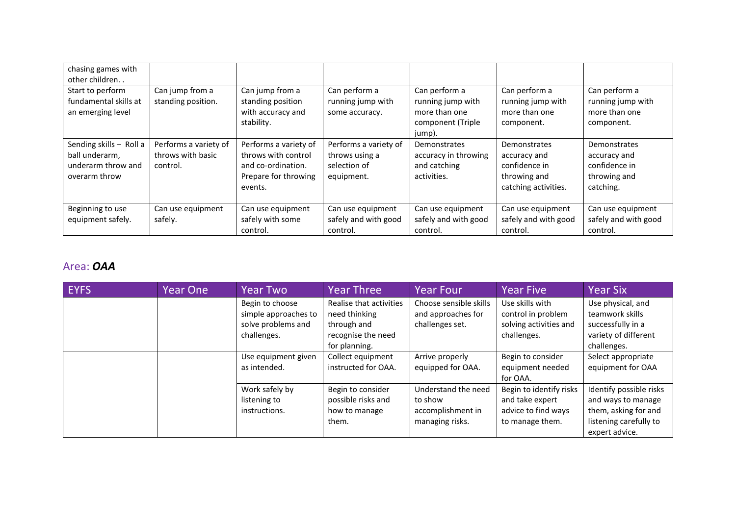| | | | | | | |
|---|---|---|---|---|---|---|
| chasing games with other children. . | | | | | | |
| Start to perform fundamental skills at an emerging level | Can jump from a standing position. | Can jump from a standing position with accuracy and stability. | Can perform a running jump with some accuracy. | Can perform a running jump with more than one component (Triple jump). | Can perform a running jump with more than one component. | Can perform a running jump with more than one component. |
| Sending skills – Roll a ball underarm, underarm throw and overarm throw | Performs a variety of throws with basic control. | Performs a variety of throws with control and co-ordination. Prepare for throwing events. | Performs a variety of throws using a selection of equipment. | Demonstrates accuracy in throwing and catching activities. | Demonstrates accuracy and confidence in throwing and catching activities. | Demonstrates accuracy and confidence in throwing and catching. |
| Beginning to use equipment safely. | Can use equipment safely. | Can use equipment safely with some control. | Can use equipment safely and with good control. | Can use equipment safely and with good control. | Can use equipment safely and with good control. | Can use equipment safely and with good control. |

## Area: ***OAA***

| EYFS | Year One | Year Two | Year Three | Year Four | Year Five | Year Six |
|---|---|---|---|---|---|---|
| | | Begin to choose simple approaches to solve problems and challenges. | Realise that activities need thinking through and recognise the need for planning. | Choose sensible skills and approaches for challenges set. | Use skills with control in problem solving activities and challenges. | Use physical, and teamwork skills successfully in a variety of different challenges. |
| | | Use equipment given as intended. | Collect equipment instructed for OAA. | Arrive properly equipped for OAA. | Begin to consider equipment needed for OAA. | Select appropriate equipment for OAA |
| | | Work safely by listening to instructions. | Begin to consider possible risks and how to manage them. | Understand the need to show accomplishment in managing risks. | Begin to identify risks and take expert advice to find ways to manage them. | Identify possible risks and ways to manage them, asking for and listening carefully to expert advice. |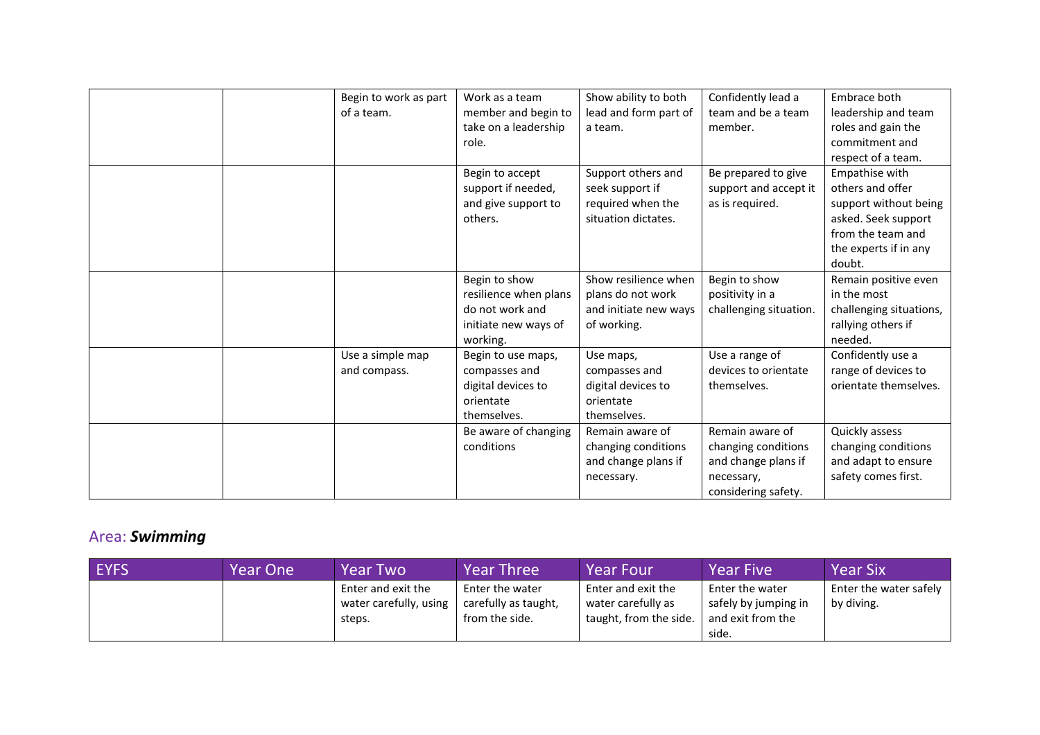| | | | | | | |
|---|---|---|---|---|---|---|
| | | Begin to work as part of a team. | Work as a team member and begin to take on a leadership role. | Show ability to both lead and form part of a team. | Confidently lead a team and be a team member. | Embrace both leadership and team roles and gain the commitment and respect of a team. |
| | | | Begin to accept support if needed, and give support to others. | Support others and seek support if required when the situation dictates. | Be prepared to give support and accept it as is required. | Empathise with others and offer support without being asked. Seek support from the team and the experts if in any doubt. |
| | | | Begin to show resilience when plans do not work and initiate new ways of working. | Show resilience when plans do not work and initiate new ways of working. | Begin to show positivity in a challenging situation. | Remain positive even in the most challenging situations, rallying others if needed. |
| | | Use a simple map and compass. | Begin to use maps, compasses and digital devices to orientate themselves. | Use maps, compasses and digital devices to orientate themselves. | Use a range of devices to orientate themselves. | Confidently use a range of devices to orientate themselves. |
| | | | Be aware of changing conditions | Remain aware of changing conditions and change plans if necessary. | Remain aware of changing conditions and change plans if necessary, considering safety. | Quickly assess changing conditions and adapt to ensure safety comes first. |

## Area: ***Swimming***

| EYFS | Year One | Year Two | Year Three | Year Four | Year Five | Year Six |
|---|---|---|---|---|---|---|
| | | Enter and exit the water carefully, using steps. | Enter the water carefully as taught, from the side. | Enter and exit the water carefully as taught, from the side. | Enter the water safely by jumping in and exit from the side. | Enter the water safely by diving. |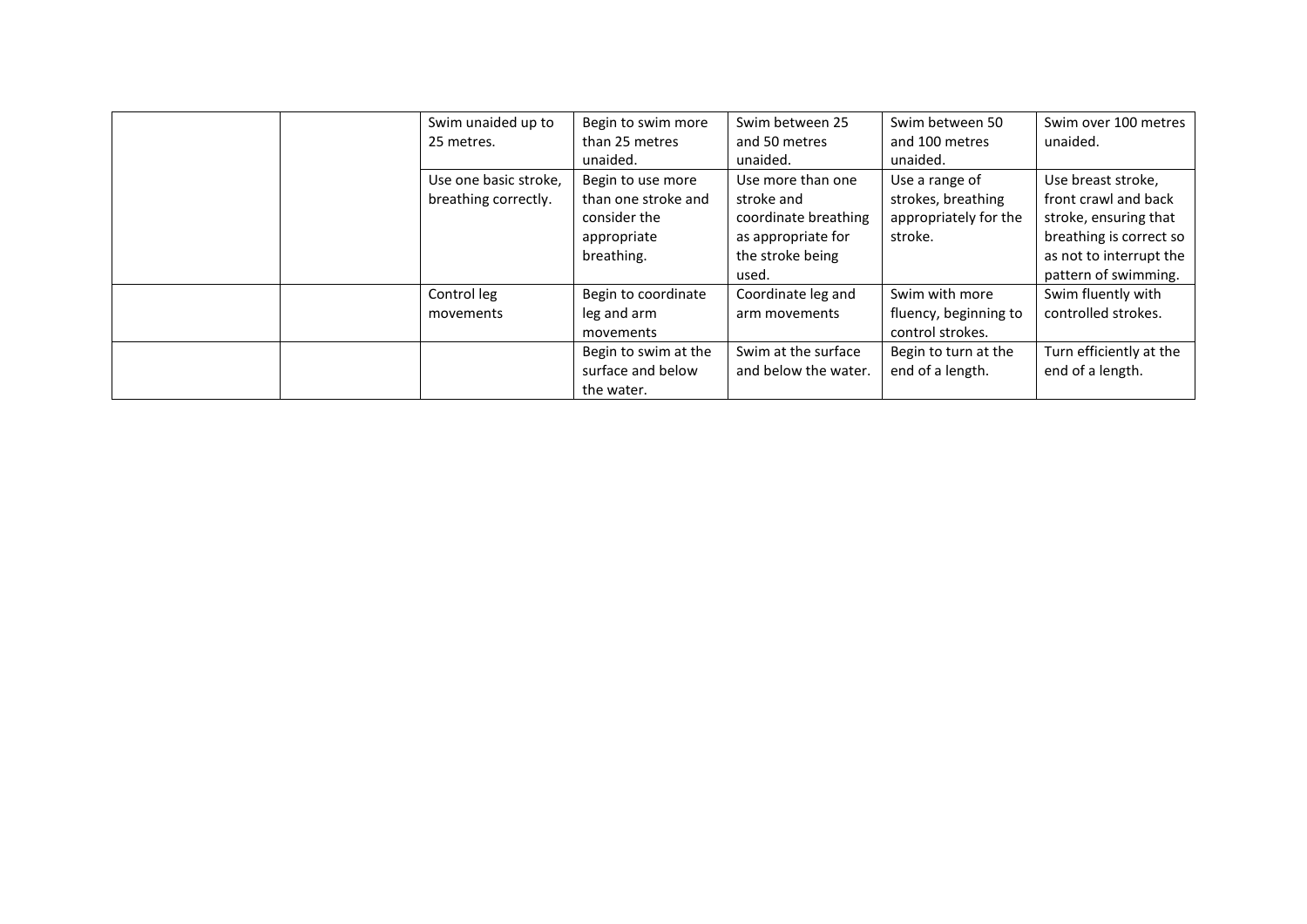| | | | | | | |
|---|---|---|---|---|---|---|
| | | Swim unaided up to 25 metres. | Begin to swim more than 25 metres unaided. | Swim between 25 and 50 metres unaided. | Swim between 50 and 100 metres unaided. | Swim over 100 metres unaided. |
| | | Use one basic stroke, breathing correctly. | Begin to use more than one stroke and consider the appropriate breathing. | Use more than one stroke and coordinate breathing as appropriate for the stroke being used. | Use a range of strokes, breathing appropriately for the stroke. | Use breast stroke, front crawl and back stroke, ensuring that breathing is correct so as not to interrupt the pattern of swimming. |
| | | Control leg movements | Begin to coordinate leg and arm movements | Coordinate leg and arm movements | Swim with more fluency, beginning to control strokes. | Swim fluently with controlled strokes. |
| | | | Begin to swim at the surface and below the water. | Swim at the surface and below the water. | Begin to turn at the end of a length. | Turn efficiently at the end of a length. |